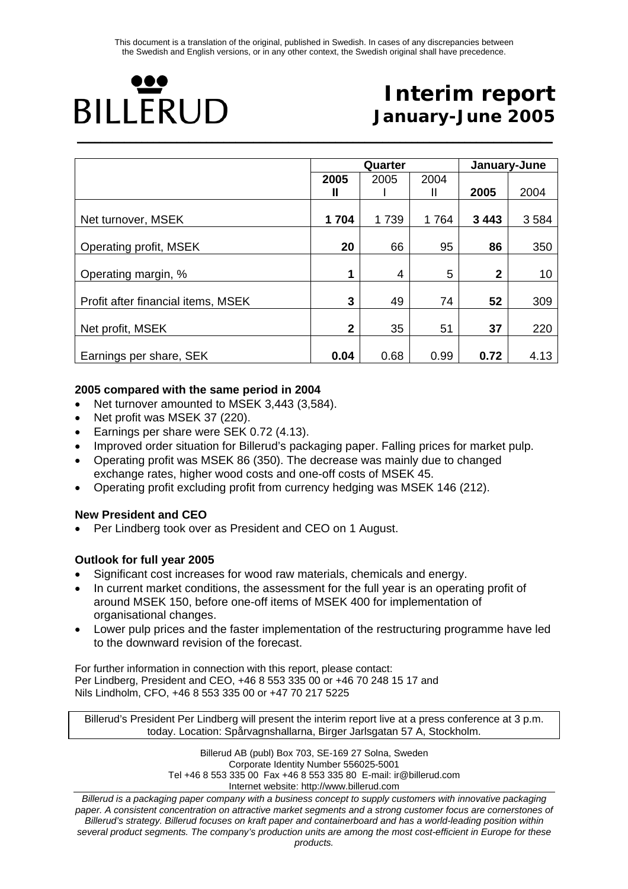This document is a translation of the original, published in Swedish. In cases of any discrepancies between the Swedish and English versions, or in any other context, the Swedish original shall have precedence.

BILLERUD

# Interim report
## January-June 2005

| | Quarter | | | January-June | |
|---|---|---|---|---|---|
| | **2005 II** | 2005 I | 2004 II | **2005** | 2004 |
| Net turnover, MSEK | **1 704** | 1 739 | 1 764 | **3 443** | 3 584 |
| Operating profit, MSEK | **20** | 66 | 95 | **86** | 350 |
| Operating margin, % | **1** | 4 | 5 | **2** | 10 |
| Profit after financial items, MSEK | **3** | 49 | 74 | **52** | 309 |
| Net profit, MSEK | **2** | 35 | 51 | **37** | 220 |
| Earnings per share, SEK | **0.04** | 0.68 | 0.99 | **0.72** | 4.13 |

**2005 compared with the same period in 2004**

- Net turnover amounted to MSEK 3,443 (3,584).
- Net profit was MSEK 37 (220).
- Earnings per share were SEK 0.72 (4.13).
- Improved order situation for Billerud's packaging paper. Falling prices for market pulp.
- Operating profit was MSEK 86 (350). The decrease was mainly due to changed exchange rates, higher wood costs and one-off costs of MSEK 45.
- Operating profit excluding profit from currency hedging was MSEK 146 (212).

**New President and CEO**

- Per Lindberg took over as President and CEO on 1 August.

**Outlook for full year 2005**

- Significant cost increases for wood raw materials, chemicals and energy.
- In current market conditions, the assessment for the full year is an operating profit of around MSEK 150, before one-off items of MSEK 400 for implementation of organisational changes.
- Lower pulp prices and the faster implementation of the restructuring programme have led to the downward revision of the forecast.

For further information in connection with this report, please contact:
Per Lindberg, President and CEO, +46 8 553 335 00 or +46 70 248 15 17 and
Nils Lindholm, CFO, +46 8 553 335 00 or +47 70 217 5225

Billerud's President Per Lindberg will present the interim report live at a press conference at 3 p.m. today. Location: Spårvagnshallarna, Birger Jarlsgatan 57 A, Stockholm.

Billerud AB (publ) Box 703, SE-169 27 Solna, Sweden
Corporate Identity Number 556025-5001
Tel +46 8 553 335 00 Fax +46 8 553 335 80 E-mail: ir@billerud.com
Internet website: http://www.billerud.com

*Billerud is a packaging paper company with a business concept to supply customers with innovative packaging paper. A consistent concentration on attractive market segments and a strong customer focus are cornerstones of Billerud's strategy. Billerud focuses on kraft paper and containerboard and has a world-leading position within several product segments. The company's production units are among the most cost-efficient in Europe for these products.*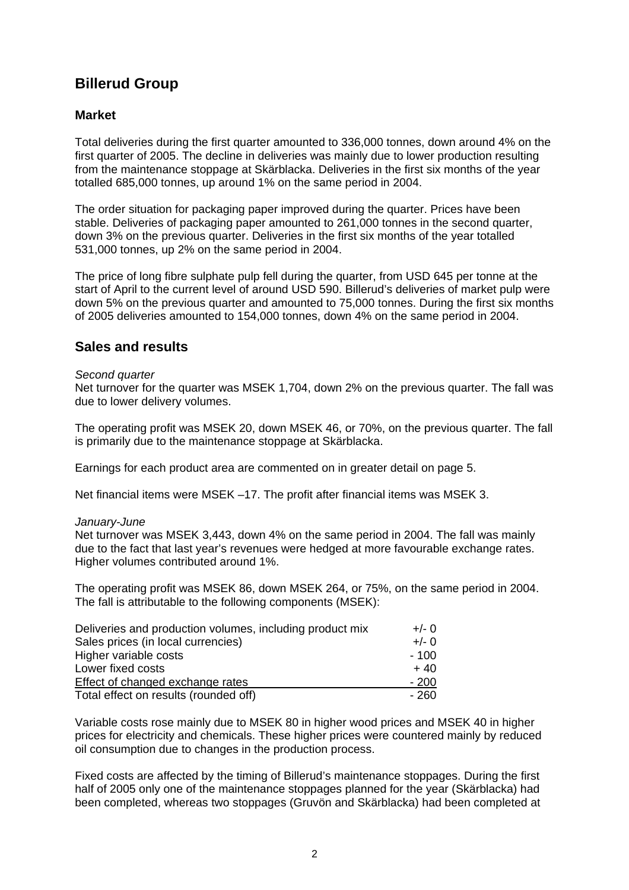# Billerud Group

## Market

Total deliveries during the first quarter amounted to 336,000 tonnes, down around 4% on the first quarter of 2005. The decline in deliveries was mainly due to lower production resulting from the maintenance stoppage at Skärblacka. Deliveries in the first six months of the year totalled 685,000 tonnes, up around 1% on the same period in 2004.

The order situation for packaging paper improved during the quarter. Prices have been stable. Deliveries of packaging paper amounted to 261,000 tonnes in the second quarter, down 3% on the previous quarter. Deliveries in the first six months of the year totalled 531,000 tonnes, up 2% on the same period in 2004.

The price of long fibre sulphate pulp fell during the quarter, from USD 645 per tonne at the start of April to the current level of around USD 590. Billerud's deliveries of market pulp were down 5% on the previous quarter and amounted to 75,000 tonnes. During the first six months of 2005 deliveries amounted to 154,000 tonnes, down 4% on the same period in 2004.

## Sales and results

*Second quarter*

Net turnover for the quarter was MSEK 1,704, down 2% on the previous quarter. The fall was due to lower delivery volumes.

The operating profit was MSEK 20, down MSEK 46, or 70%, on the previous quarter. The fall is primarily due to the maintenance stoppage at Skärblacka.

Earnings for each product area are commented on in greater detail on page 5.

Net financial items were MSEK –17. The profit after financial items was MSEK 3.

*January-June*

Net turnover was MSEK 3,443, down 4% on the same period in 2004. The fall was mainly due to the fact that last year's revenues were hedged at more favourable exchange rates. Higher volumes contributed around 1%.

The operating profit was MSEK 86, down MSEK 264, or 75%, on the same period in 2004. The fall is attributable to the following components (MSEK):

| | |
|---|---|
| Deliveries and production volumes, including product mix | +/- 0 |
| Sales prices (in local currencies) | +/- 0 |
| Higher variable costs | - 100 |
| Lower fixed costs | + 40 |
| Effect of changed exchange rates | - 200 |
| Total effect on results (rounded off) | - 260 |

Variable costs rose mainly due to MSEK 80 in higher wood prices and MSEK 40 in higher prices for electricity and chemicals. These higher prices were countered mainly by reduced oil consumption due to changes in the production process.

Fixed costs are affected by the timing of Billerud's maintenance stoppages. During the first half of 2005 only one of the maintenance stoppages planned for the year (Skärblacka) had been completed, whereas two stoppages (Gruvön and Skärblacka) had been completed at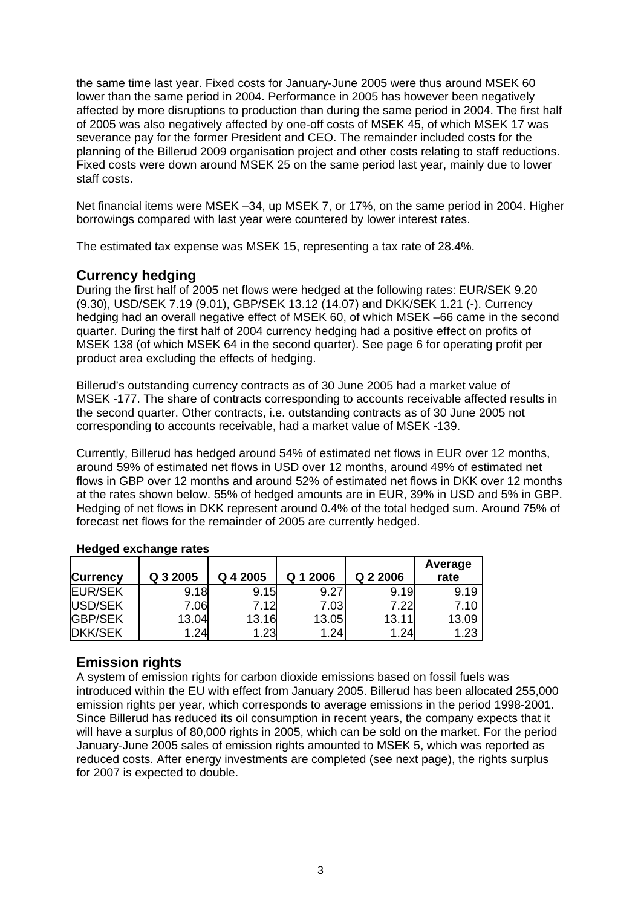the same time last year. Fixed costs for January-June 2005 were thus around MSEK 60 lower than the same period in 2004. Performance in 2005 has however been negatively affected by more disruptions to production than during the same period in 2004. The first half of 2005 was also negatively affected by one-off costs of MSEK 45, of which MSEK 17 was severance pay for the former President and CEO. The remainder included costs for the planning of the Billerud 2009 organisation project and other costs relating to staff reductions. Fixed costs were down around MSEK 25 on the same period last year, mainly due to lower staff costs.

Net financial items were MSEK –34, up MSEK 7, or 17%, on the same period in 2004. Higher borrowings compared with last year were countered by lower interest rates.

The estimated tax expense was MSEK 15, representing a tax rate of 28.4%.

## Currency hedging

During the first half of 2005 net flows were hedged at the following rates: EUR/SEK 9.20 (9.30), USD/SEK 7.19 (9.01), GBP/SEK 13.12 (14.07) and DKK/SEK 1.21 (-). Currency hedging had an overall negative effect of MSEK 60, of which MSEK –66 came in the second quarter. During the first half of 2004 currency hedging had a positive effect on profits of MSEK 138 (of which MSEK 64 in the second quarter). See page 6 for operating profit per product area excluding the effects of hedging.

Billerud's outstanding currency contracts as of 30 June 2005 had a market value of MSEK -177. The share of contracts corresponding to accounts receivable affected results in the second quarter. Other contracts, i.e. outstanding contracts as of 30 June 2005 not corresponding to accounts receivable, had a market value of MSEK -139.

Currently, Billerud has hedged around 54% of estimated net flows in EUR over 12 months, around 59% of estimated net flows in USD over 12 months, around 49% of estimated net flows in GBP over 12 months and around 52% of estimated net flows in DKK over 12 months at the rates shown below. 55% of hedged amounts are in EUR, 39% in USD and 5% in GBP. Hedging of net flows in DKK represent around 0.4% of the total hedged sum. Around 75% of forecast net flows for the remainder of 2005 are currently hedged.

**Hedged exchange rates**

| Currency | Q 3 2005 | Q 4 2005 | Q 1 2006 | Q 2 2006 | Average rate |
|---|---|---|---|---|---|
| EUR/SEK | 9.18 | 9.15 | 9.27 | 9.19 | 9.19 |
| USD/SEK | 7.06 | 7.12 | 7.03 | 7.22 | 7.10 |
| GBP/SEK | 13.04 | 13.16 | 13.05 | 13.11 | 13.09 |
| DKK/SEK | 1.24 | 1.23 | 1.24 | 1.24 | 1.23 |

## Emission rights

A system of emission rights for carbon dioxide emissions based on fossil fuels was introduced within the EU with effect from January 2005. Billerud has been allocated 255,000 emission rights per year, which corresponds to average emissions in the period 1998-2001. Since Billerud has reduced its oil consumption in recent years, the company expects that it will have a surplus of 80,000 rights in 2005, which can be sold on the market. For the period January-June 2005 sales of emission rights amounted to MSEK 5, which was reported as reduced costs. After energy investments are completed (see next page), the rights surplus for 2007 is expected to double.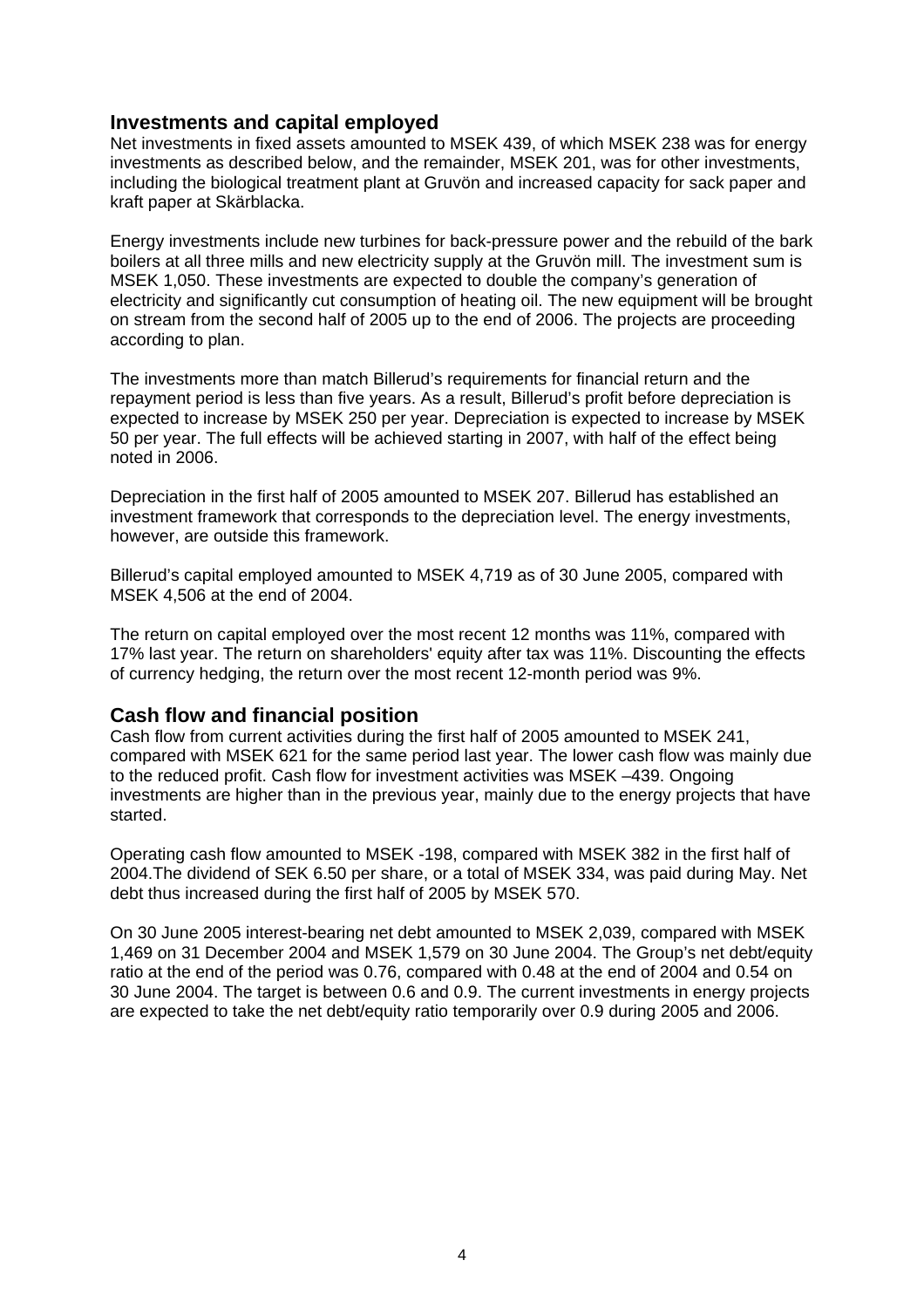## Investments and capital employed

Net investments in fixed assets amounted to MSEK 439, of which MSEK 238 was for energy investments as described below, and the remainder, MSEK 201, was for other investments, including the biological treatment plant at Gruvön and increased capacity for sack paper and kraft paper at Skärblacka.

Energy investments include new turbines for back-pressure power and the rebuild of the bark boilers at all three mills and new electricity supply at the Gruvön mill. The investment sum is MSEK 1,050. These investments are expected to double the company's generation of electricity and significantly cut consumption of heating oil. The new equipment will be brought on stream from the second half of 2005 up to the end of 2006. The projects are proceeding according to plan.

The investments more than match Billerud's requirements for financial return and the repayment period is less than five years. As a result, Billerud's profit before depreciation is expected to increase by MSEK 250 per year. Depreciation is expected to increase by MSEK 50 per year. The full effects will be achieved starting in 2007, with half of the effect being noted in 2006.

Depreciation in the first half of 2005 amounted to MSEK 207. Billerud has established an investment framework that corresponds to the depreciation level. The energy investments, however, are outside this framework.

Billerud's capital employed amounted to MSEK 4,719 as of 30 June 2005, compared with MSEK 4,506 at the end of 2004.

The return on capital employed over the most recent 12 months was 11%, compared with 17% last year. The return on shareholders' equity after tax was 11%. Discounting the effects of currency hedging, the return over the most recent 12-month period was 9%.

## Cash flow and financial position

Cash flow from current activities during the first half of 2005 amounted to MSEK 241, compared with MSEK 621 for the same period last year. The lower cash flow was mainly due to the reduced profit. Cash flow for investment activities was MSEK –439. Ongoing investments are higher than in the previous year, mainly due to the energy projects that have started.

Operating cash flow amounted to MSEK -198, compared with MSEK 382 in the first half of 2004.The dividend of SEK 6.50 per share, or a total of MSEK 334, was paid during May. Net debt thus increased during the first half of 2005 by MSEK 570.

On 30 June 2005 interest-bearing net debt amounted to MSEK 2,039, compared with MSEK 1,469 on 31 December 2004 and MSEK 1,579 on 30 June 2004. The Group's net debt/equity ratio at the end of the period was 0.76, compared with 0.48 at the end of 2004 and 0.54 on 30 June 2004. The target is between 0.6 and 0.9. The current investments in energy projects are expected to take the net debt/equity ratio temporarily over 0.9 during 2005 and 2006.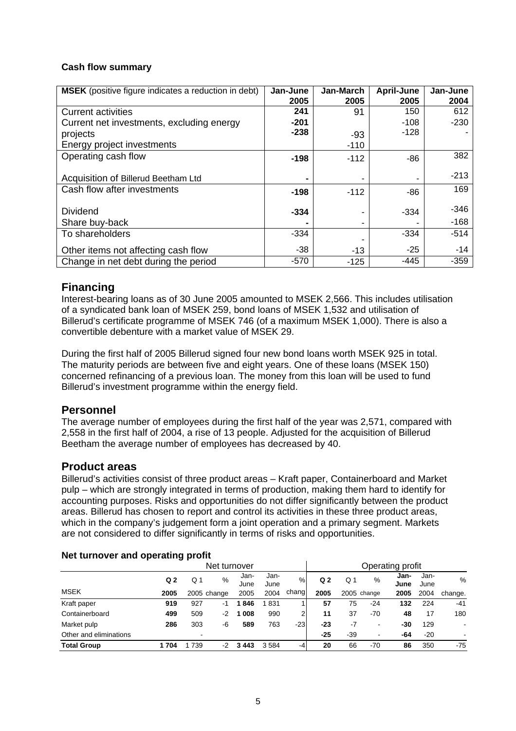**Cash flow summary**

| **MSEK** (positive figure indicates a reduction in debt) | Jan-June 2005 | Jan-March 2005 | April-June 2005 | Jan-June 2004 |
|---|---|---|---|---|
| Current activities | **241** | 91 | 150 | 612 |
| Current net investments, excluding energy projects | **-201** | -93 | -108 | -230 |
| Energy project investments | **-238** | -110 | -128 | - |
| Operating cash flow | **-198** | -112 | -86 | 382 |
| Acquisition of Billerud Beetham Ltd | **-** | - | - | -213 |
| Cash flow after investments | **-198** | -112 | -86 | 169 |
| Dividend | **-334** | - | -334 | -346 |
| Share buy-back | **-** | - | - | -168 |
| To shareholders | -334 | - | -334 | -514 |
| Other items not affecting cash flow | -38 | -13 | -25 | -14 |
| Change in net debt during the period | -570 | -125 | -445 | -359 |

## Financing

Interest-bearing loans as of 30 June 2005 amounted to MSEK 2,566. This includes utilisation of a syndicated bank loan of MSEK 259, bond loans of MSEK 1,532 and utilisation of Billerud's certificate programme of MSEK 746 (of a maximum MSEK 1,000). There is also a convertible debenture with a market value of MSEK 29.

During the first half of 2005 Billerud signed four new bond loans worth MSEK 925 in total. The maturity periods are between five and eight years. One of these loans (MSEK 150) concerned refinancing of a previous loan. The money from this loan will be used to fund Billerud's investment programme within the energy field.

## Personnel

The average number of employees during the first half of the year was 2,571, compared with 2,558 in the first half of 2004, a rise of 13 people. Adjusted for the acquisition of Billerud Beetham the average number of employees has decreased by 40.

## Product areas

Billerud's activities consist of three product areas – Kraft paper, Containerboard and Market pulp – which are strongly integrated in terms of production, making them hard to identify for accounting purposes. Risks and opportunities do not differ significantly between the product areas. Billerud has chosen to report and control its activities in these three product areas, which in the company's judgement form a joint operation and a primary segment. Markets are not considered to differ significantly in terms of risks and opportunities.

**Net turnover and operating profit**

| | Net turnover | | | | | | Operating profit | | | | | |
|---|---|---|---|---|---|---|---|---|---|---|---|---|
| MSEK | **Q 2 2005** | Q 1 2005 | % change | **Jan-June 2005** | Jan-June 2004 | % change | **Q 2 2005** | Q 1 2005 | % change | **Jan-June 2005** | Jan-June 2004 | % change. |
| Kraft paper | **919** | 927 | -1 | **1 846** | 1 831 | 1 | **57** | 75 | -24 | **132** | 224 | -41 |
| Containerboard | **499** | 509 | -2 | **1 008** | 990 | 2 | **11** | 37 | -70 | **48** | 17 | 180 |
| Market pulp | **286** | 303 | -6 | **589** | 763 | -23 | **-23** | -7 | - | **-30** | 129 | - |
| Other and eliminations | | - | | | | | **-25** | -39 | - | **-64** | -20 | - |
| **Total Group** | **1 704** | 1 739 | -2 | **3 443** | 3 584 | -4 | **20** | 66 | -70 | **86** | 350 | -75 |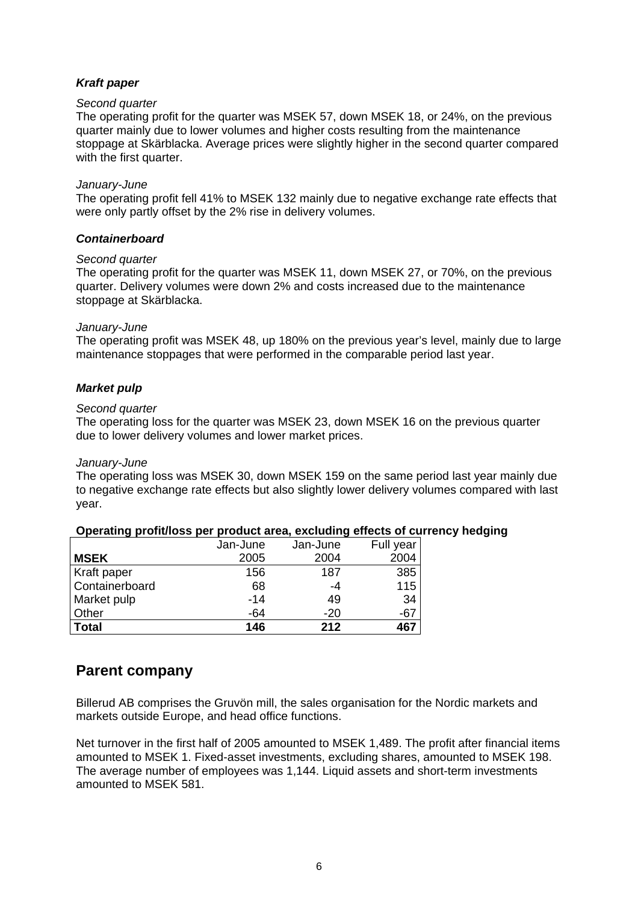### ***Kraft paper***

*Second quarter*

The operating profit for the quarter was MSEK 57, down MSEK 18, or 24%, on the previous quarter mainly due to lower volumes and higher costs resulting from the maintenance stoppage at Skärblacka. Average prices were slightly higher in the second quarter compared with the first quarter.

*January-June*

The operating profit fell 41% to MSEK 132 mainly due to negative exchange rate effects that were only partly offset by the 2% rise in delivery volumes.

### ***Containerboard***

*Second quarter*

The operating profit for the quarter was MSEK 11, down MSEK 27, or 70%, on the previous quarter. Delivery volumes were down 2% and costs increased due to the maintenance stoppage at Skärblacka.

*January-June*

The operating profit was MSEK 48, up 180% on the previous year's level, mainly due to large maintenance stoppages that were performed in the comparable period last year.

### ***Market pulp***

*Second quarter*

The operating loss for the quarter was MSEK 23, down MSEK 16 on the previous quarter due to lower delivery volumes and lower market prices.

*January-June*

The operating loss was MSEK 30, down MSEK 159 on the same period last year mainly due to negative exchange rate effects but also slightly lower delivery volumes compared with last year.

**Operating profit/loss per product area, excluding effects of currency hedging**

| **MSEK** | Jan-June 2005 | Jan-June 2004 | Full year 2004 |
|---|---|---|---|
| Kraft paper | 156 | 187 | 385 |
| Containerboard | 68 | -4 | 115 |
| Market pulp | -14 | 49 | 34 |
| Other | -64 | -20 | -67 |
| **Total** | **146** | **212** | **467** |

## Parent company

Billerud AB comprises the Gruvön mill, the sales organisation for the Nordic markets and markets outside Europe, and head office functions.

Net turnover in the first half of 2005 amounted to MSEK 1,489. The profit after financial items amounted to MSEK 1. Fixed-asset investments, excluding shares, amounted to MSEK 198. The average number of employees was 1,144. Liquid assets and short-term investments amounted to MSEK 581.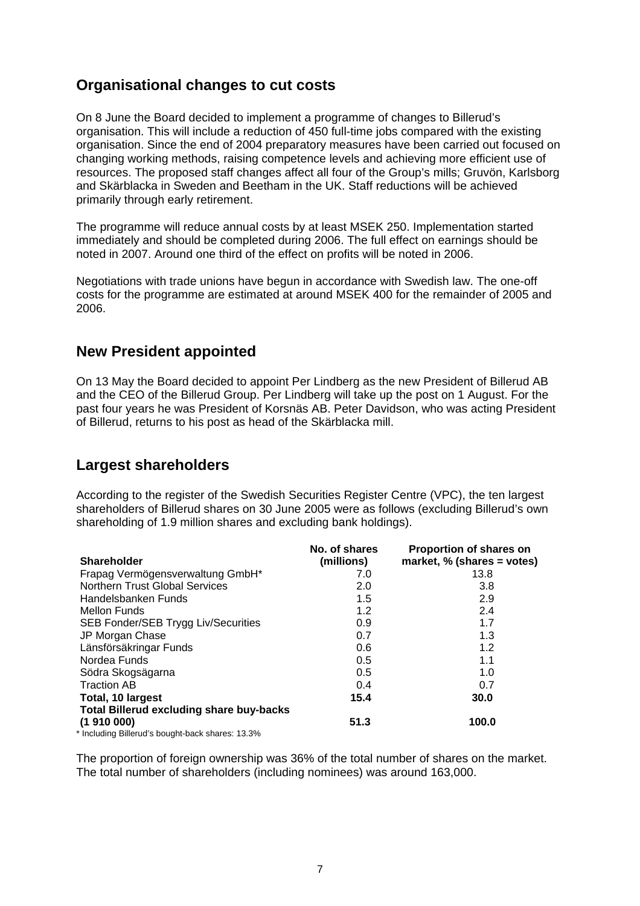## Organisational changes to cut costs

On 8 June the Board decided to implement a programme of changes to Billerud's organisation. This will include a reduction of 450 full-time jobs compared with the existing organisation. Since the end of 2004 preparatory measures have been carried out focused on changing working methods, raising competence levels and achieving more efficient use of resources. The proposed staff changes affect all four of the Group's mills; Gruvön, Karlsborg and Skärblacka in Sweden and Beetham in the UK. Staff reductions will be achieved primarily through early retirement.

The programme will reduce annual costs by at least MSEK 250. Implementation started immediately and should be completed during 2006. The full effect on earnings should be noted in 2007. Around one third of the effect on profits will be noted in 2006.

Negotiations with trade unions have begun in accordance with Swedish law. The one-off costs for the programme are estimated at around MSEK 400 for the remainder of 2005 and 2006.

## New President appointed

On 13 May the Board decided to appoint Per Lindberg as the new President of Billerud AB and the CEO of the Billerud Group. Per Lindberg will take up the post on 1 August. For the past four years he was President of Korsnäs AB. Peter Davidson, who was acting President of Billerud, returns to his post as head of the Skärblacka mill.

## Largest shareholders

According to the register of the Swedish Securities Register Centre (VPC), the ten largest shareholders of Billerud shares on 30 June 2005 were as follows (excluding Billerud's own shareholding of 1.9 million shares and excluding bank holdings).

| Shareholder | No. of shares (millions) | Proportion of shares on market, % (shares = votes) |
|---|---|---|
| Frapag Vermögensverwaltung GmbH* | 7.0 | 13.8 |
| Northern Trust Global Services | 2.0 | 3.8 |
| Handelsbanken Funds | 1.5 | 2.9 |
| Mellon Funds | 1.2 | 2.4 |
| SEB Fonder/SEB Trygg Liv/Securities | 0.9 | 1.7 |
| JP Morgan Chase | 0.7 | 1.3 |
| Länsförsäkringar Funds | 0.6 | 1.2 |
| Nordea Funds | 0.5 | 1.1 |
| Södra Skogsägarna | 0.5 | 1.0 |
| Traction AB | 0.4 | 0.7 |
| **Total, 10 largest** | **15.4** | **30.0** |
| **Total Billerud excluding share buy-backs (1 910 000)** | **51.3** | **100.0** |

\* Including Billerud's bought-back shares: 13.3%

The proportion of foreign ownership was 36% of the total number of shares on the market. The total number of shareholders (including nominees) was around 163,000.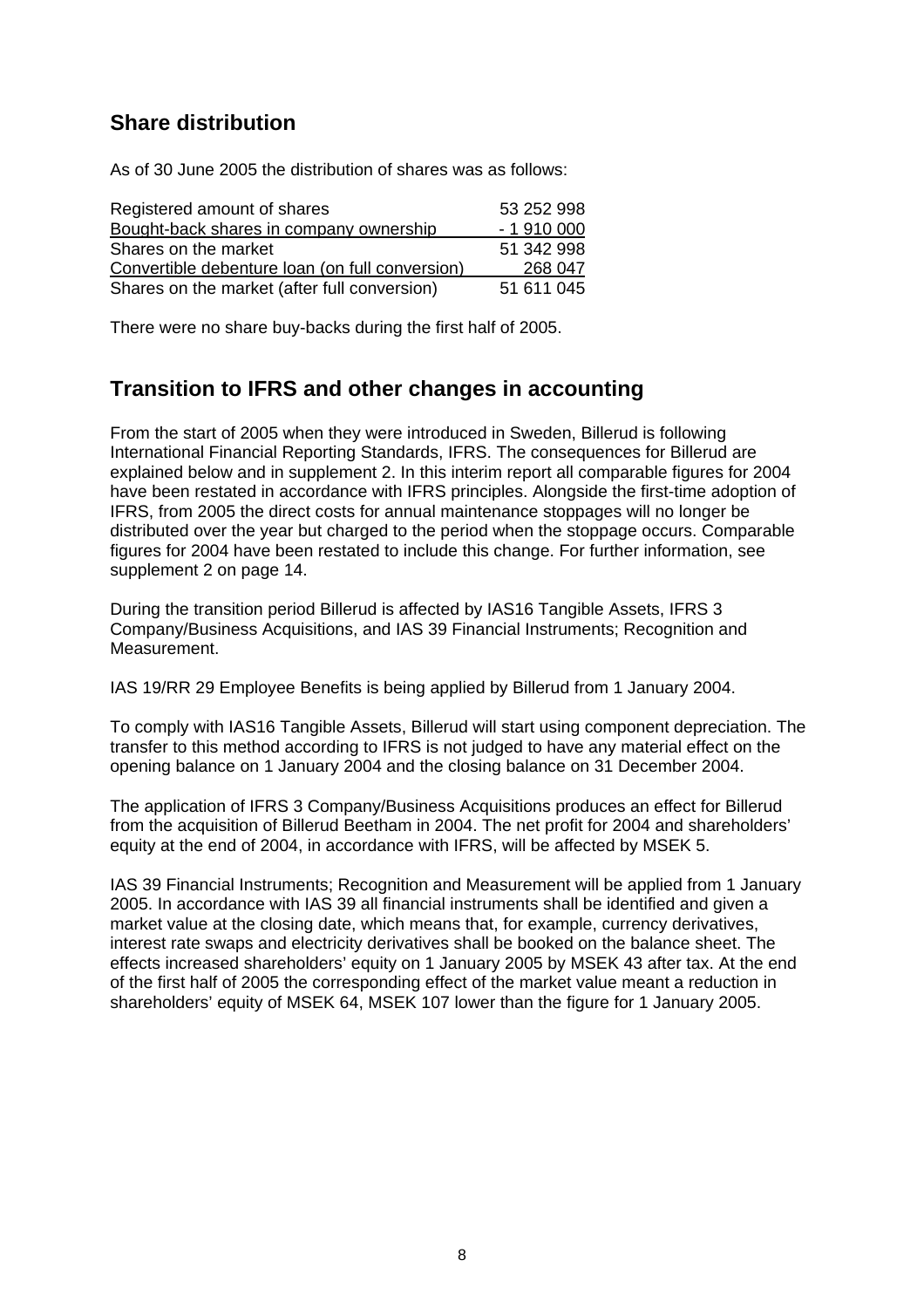## Share distribution

As of 30 June 2005 the distribution of shares was as follows:

| | |
|---|---|
| Registered amount of shares | 53 252 998 |
| Bought-back shares in company ownership | - 1 910 000 |
| Shares on the market | 51 342 998 |
| Convertible debenture loan (on full conversion) | 268 047 |
| Shares on the market (after full conversion) | 51 611 045 |

There were no share buy-backs during the first half of 2005.

## Transition to IFRS and other changes in accounting

From the start of 2005 when they were introduced in Sweden, Billerud is following International Financial Reporting Standards, IFRS. The consequences for Billerud are explained below and in supplement 2. In this interim report all comparable figures for 2004 have been restated in accordance with IFRS principles. Alongside the first-time adoption of IFRS, from 2005 the direct costs for annual maintenance stoppages will no longer be distributed over the year but charged to the period when the stoppage occurs. Comparable figures for 2004 have been restated to include this change. For further information, see supplement 2 on page 14.

During the transition period Billerud is affected by IAS16 Tangible Assets, IFRS 3 Company/Business Acquisitions, and IAS 39 Financial Instruments; Recognition and Measurement.

IAS 19/RR 29 Employee Benefits is being applied by Billerud from 1 January 2004.

To comply with IAS16 Tangible Assets, Billerud will start using component depreciation. The transfer to this method according to IFRS is not judged to have any material effect on the opening balance on 1 January 2004 and the closing balance on 31 December 2004.

The application of IFRS 3 Company/Business Acquisitions produces an effect for Billerud from the acquisition of Billerud Beetham in 2004. The net profit for 2004 and shareholders' equity at the end of 2004, in accordance with IFRS, will be affected by MSEK 5.

IAS 39 Financial Instruments; Recognition and Measurement will be applied from 1 January 2005. In accordance with IAS 39 all financial instruments shall be identified and given a market value at the closing date, which means that, for example, currency derivatives, interest rate swaps and electricity derivatives shall be booked on the balance sheet. The effects increased shareholders' equity on 1 January 2005 by MSEK 43 after tax. At the end of the first half of 2005 the corresponding effect of the market value meant a reduction in shareholders' equity of MSEK 64, MSEK 107 lower than the figure for 1 January 2005.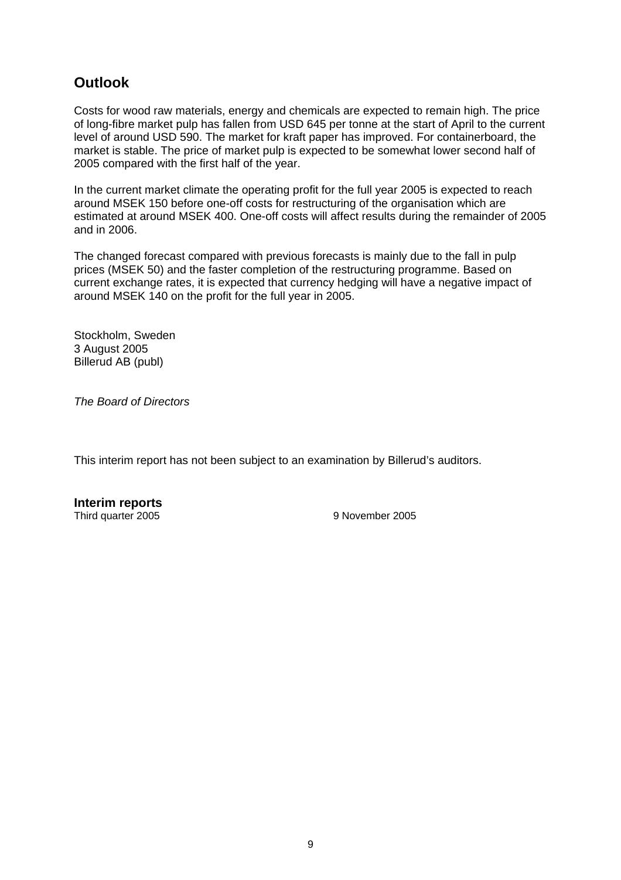## Outlook

Costs for wood raw materials, energy and chemicals are expected to remain high. The price of long-fibre market pulp has fallen from USD 645 per tonne at the start of April to the current level of around USD 590. The market for kraft paper has improved. For containerboard, the market is stable. The price of market pulp is expected to be somewhat lower second half of 2005 compared with the first half of the year.

In the current market climate the operating profit for the full year 2005 is expected to reach around MSEK 150 before one-off costs for restructuring of the organisation which are estimated at around MSEK 400. One-off costs will affect results during the remainder of 2005 and in 2006.

The changed forecast compared with previous forecasts is mainly due to the fall in pulp prices (MSEK 50) and the faster completion of the restructuring programme. Based on current exchange rates, it is expected that currency hedging will have a negative impact of around MSEK 140 on the profit for the full year in 2005.

Stockholm, Sweden  
3 August 2005  
Billerud AB (publ)

*The Board of Directors*

This interim report has not been subject to an examination by Billerud's auditors.

**Interim reports**

| | |
|---|---|
| Third quarter 2005 | 9 November 2005 |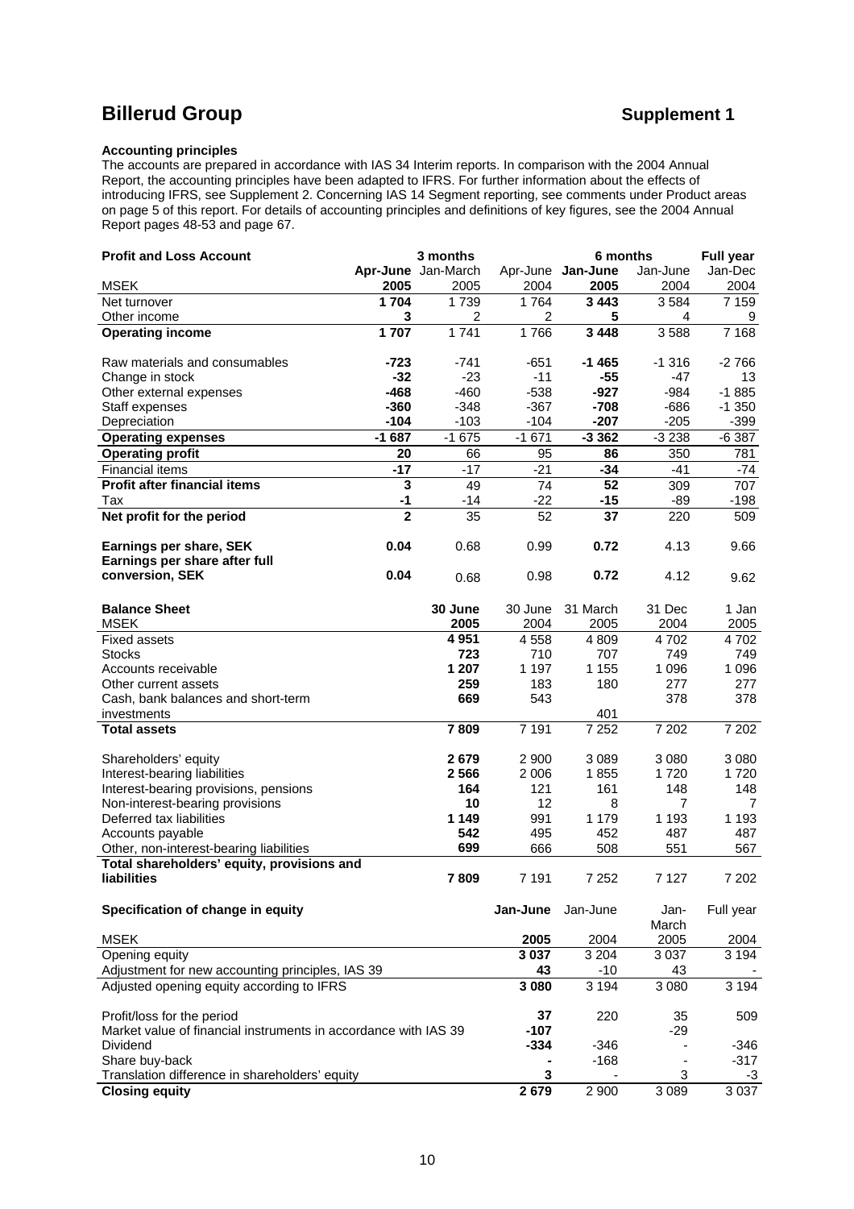# Billerud Group

**Supplement 1**

**Accounting principles**

The accounts are prepared in accordance with IAS 34 Interim reports. In comparison with the 2004 Annual Report, the accounting principles have been adapted to IFRS. For further information about the effects of introducing IFRS, see Supplement 2. Concerning IAS 14 Segment reporting, see comments under Product areas on page 5 of this report. For details of accounting principles and definitions of key figures, see the 2004 Annual Report pages 48-53 and page 67.

| **Profit and Loss Account** | **3 months** | | | **6 months** | | **Full year** |
|---|---|---|---|---|---|---|
| | **Apr-June** | Jan-March | Apr-June | **Jan-June** | Jan-June | Jan-Dec |
| MSEK | **2005** | 2005 | 2004 | **2005** | 2004 | 2004 |
| Net turnover | **1 704** | 1 739 | 1 764 | **3 443** | 3 584 | 7 159 |
| Other income | **3** | 2 | 2 | **5** | 4 | 9 |
| **Operating income** | **1 707** | 1 741 | 1 766 | **3 448** | 3 588 | 7 168 |
| Raw materials and consumables | **-723** | -741 | -651 | **-1 465** | -1 316 | -2 766 |
| Change in stock | **-32** | -23 | -11 | **-55** | -47 | 13 |
| Other external expenses | **-468** | -460 | -538 | **-927** | -984 | -1 885 |
| Staff expenses | **-360** | -348 | -367 | **-708** | -686 | -1 350 |
| Depreciation | **-104** | -103 | -104 | **-207** | -205 | -399 |
| **Operating expenses** | **-1 687** | -1 675 | -1 671 | **-3 362** | -3 238 | -6 387 |
| **Operating profit** | **20** | 66 | 95 | **86** | 350 | 781 |
| Financial items | **-17** | -17 | -21 | **-34** | -41 | -74 |
| **Profit after financial items** | **3** | 49 | 74 | **52** | 309 | 707 |
| Tax | **-1** | -14 | -22 | **-15** | -89 | -198 |
| **Net profit for the period** | **2** | 35 | 52 | **37** | 220 | 509 |
| **Earnings per share, SEK** | **0.04** | 0.68 | 0.99 | **0.72** | 4.13 | 9.66 |
| **Earnings per share after full conversion, SEK** | **0.04** | 0.68 | 0.98 | **0.72** | 4.12 | 9.62 |

| **Balance Sheet** | **30 June** | 30 June | 31 March | 31 Dec | 1 Jan |
|---|---|---|---|---|---|
| MSEK | **2005** | 2004 | 2005 | 2004 | 2005 |
| Fixed assets | **4 951** | 4 558 | 4 809 | 4 702 | 4 702 |
| Stocks | **723** | 710 | 707 | 749 | 749 |
| Accounts receivable | **1 207** | 1 197 | 1 155 | 1 096 | 1 096 |
| Other current assets | **259** | 183 | 180 | 277 | 277 |
| Cash, bank balances and short-term investments | **669** | 543 | 401 | 378 | 378 |
| **Total assets** | **7 809** | 7 191 | 7 252 | 7 202 | 7 202 |
| Shareholders' equity | **2 679** | 2 900 | 3 089 | 3 080 | 3 080 |
| Interest-bearing liabilities | **2 566** | 2 006 | 1 855 | 1 720 | 1 720 |
| Interest-bearing provisions, pensions | **164** | 121 | 161 | 148 | 148 |
| Non-interest-bearing provisions | **10** | 12 | 8 | 7 | 7 |
| Deferred tax liabilities | **1 149** | 991 | 1 179 | 1 193 | 1 193 |
| Accounts payable | **542** | 495 | 452 | 487 | 487 |
| Other, non-interest-bearing liabilities | **699** | 666 | 508 | 551 | 567 |
| **Total shareholders' equity, provisions and liabilities** | **7 809** | 7 191 | 7 252 | 7 127 | 7 202 |

| **Specification of change in equity** | **Jan-June** | Jan-June | Jan-March | Full year |
|---|---|---|---|---|
| MSEK | **2005** | 2004 | 2005 | 2004 |
| Opening equity | **3 037** | 3 204 | 3 037 | 3 194 |
| Adjustment for new accounting principles, IAS 39 | **43** | -10 | 43 | - |
| Adjusted opening equity according to IFRS | **3 080** | 3 194 | 3 080 | 3 194 |
| Profit/loss for the period | **37** | 220 | 35 | 509 |
| Market value of financial instruments in accordance with IAS 39 | **-107** | | -29 | |
| Dividend | **-334** | -346 | - | -346 |
| Share buy-back | **-** | -168 | - | -317 |
| Translation difference in shareholders' equity | **3** | - | 3 | -3 |
| **Closing equity** | **2 679** | 2 900 | 3 089 | 3 037 |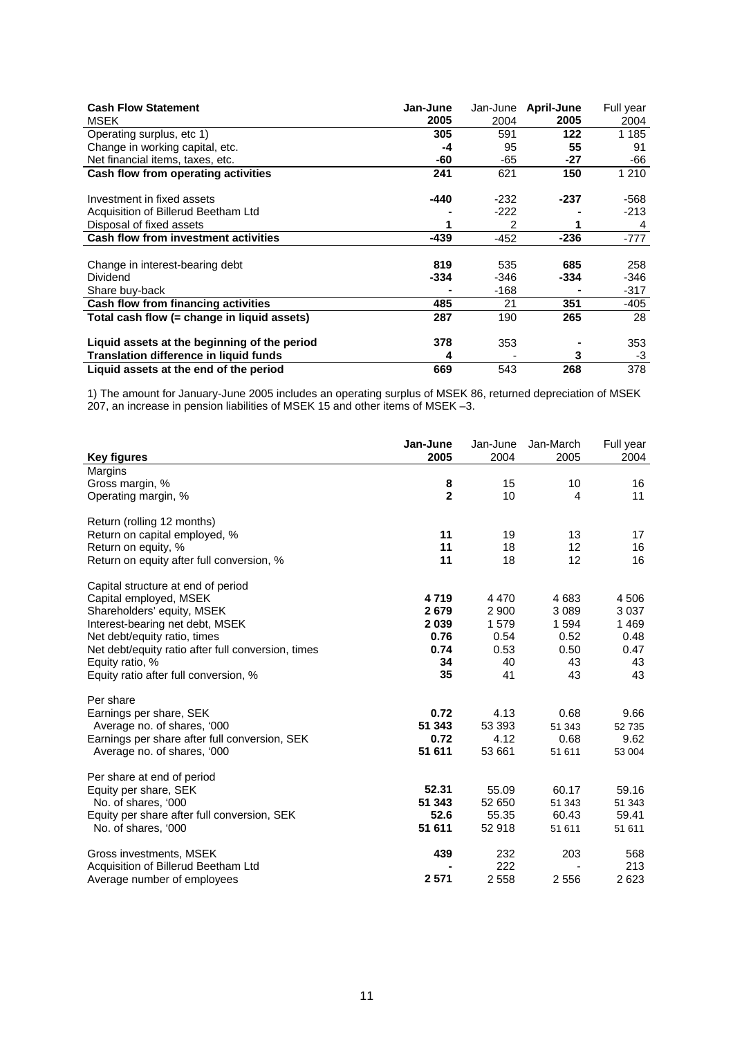| **Cash Flow Statement**<br>MSEK | **Jan-June 2005** | Jan-June 2004 | **April-June 2005** | Full year 2004 |
|---|---|---|---|---|
| Operating surplus, etc 1) | **305** | 591 | **122** | 1 185 |
| Change in working capital, etc. | **-4** | 95 | **55** | 91 |
| Net financial items, taxes, etc. | **-60** | -65 | **-27** | -66 |
| **Cash flow from operating activities** | **241** | 621 | **150** | 1 210 |
| | | | | |
| Investment in fixed assets | **-440** | -232 | **-237** | -568 |
| Acquisition of Billerud Beetham Ltd | **-** | -222 | **-** | -213 |
| Disposal of fixed assets | **1** | 2 | **1** | 4 |
| **Cash flow from investment activities** | **-439** | -452 | **-236** | -777 |
| | | | | |
| Change in interest-bearing debt | **819** | 535 | **685** | 258 |
| Dividend | **-334** | -346 | **-334** | -346 |
| Share buy-back | **-** | -168 | **-** | -317 |
| **Cash flow from financing activities** | **485** | 21 | **351** | -405 |
| **Total cash flow (= change in liquid assets)** | **287** | 190 | **265** | 28 |
| | | | | |
| **Liquid assets at the beginning of the period** | **378** | 353 | **-** | 353 |
| **Translation difference in liquid funds** | **4** | - | **3** | -3 |
| **Liquid assets at the end of the period** | **669** | 543 | **268** | 378 |

1) The amount for January-June 2005 includes an operating surplus of MSEK 86, returned depreciation of MSEK 207, an increase in pension liabilities of MSEK 15 and other items of MSEK –3.

| **Key figures** | **Jan-June 2005** | Jan-June 2004 | Jan-March 2005 | Full year 2004 |
|---|---|---|---|---|
| Margins | | | | |
| Gross margin, % | **8** | 15 | 10 | 16 |
| Operating margin, % | **2** | 10 | 4 | 11 |
| | | | | |
| Return (rolling 12 months) | | | | |
| Return on capital employed, % | **11** | 19 | 13 | 17 |
| Return on equity, % | **11** | 18 | 12 | 16 |
| Return on equity after full conversion, % | **11** | 18 | 12 | 16 |
| | | | | |
| Capital structure at end of period | | | | |
| Capital employed, MSEK | **4 719** | 4 470 | 4 683 | 4 506 |
| Shareholders' equity, MSEK | **2 679** | 2 900 | 3 089 | 3 037 |
| Interest-bearing net debt, MSEK | **2 039** | 1 579 | 1 594 | 1 469 |
| Net debt/equity ratio, times | **0.76** | 0.54 | 0.52 | 0.48 |
| Net debt/equity ratio after full conversion, times | **0.74** | 0.53 | 0.50 | 0.47 |
| Equity ratio, % | **34** | 40 | 43 | 43 |
| Equity ratio after full conversion, % | **35** | 41 | 43 | 43 |
| | | | | |
| Per share | | | | |
| Earnings per share, SEK | **0.72** | 4.13 | 0.68 | 9.66 |
| Average no. of shares, '000 | **51 343** | 53 393 | 51 343 | 52 735 |
| Earnings per share after full conversion, SEK | **0.72** | 4.12 | 0.68 | 9.62 |
| Average no. of shares, '000 | **51 611** | 53 661 | 51 611 | 53 004 |
| | | | | |
| Per share at end of period | | | | |
| Equity per share, SEK | **52.31** | 55.09 | 60.17 | 59.16 |
| No. of shares, '000 | **51 343** | 52 650 | 51 343 | 51 343 |
| Equity per share after full conversion, SEK | **52.6** | 55.35 | 60.43 | 59.41 |
| No. of shares, '000 | **51 611** | 52 918 | 51 611 | 51 611 |
| | | | | |
| Gross investments, MSEK | **439** | 232 | 203 | 568 |
| Acquisition of Billerud Beetham Ltd | **-** | 222 | - | 213 |
| Average number of employees | **2 571** | 2 558 | 2 556 | 2 623 |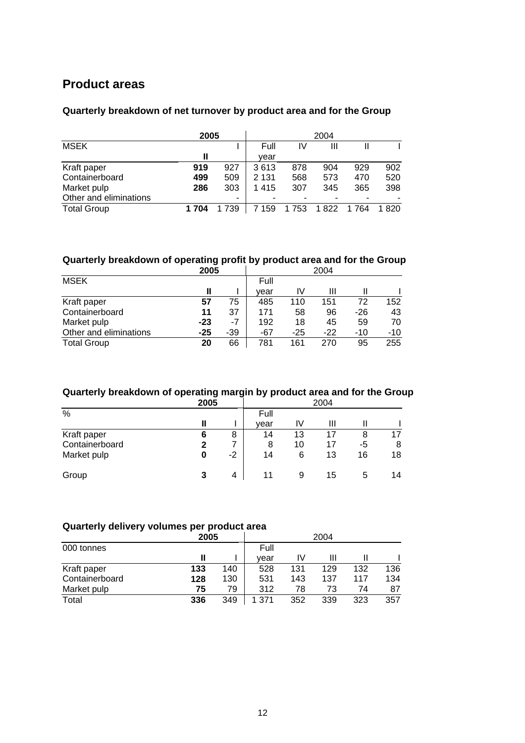## Product areas

### Quarterly breakdown of net turnover by product area and for the Group

| MSEK | 2005 | | 2004 | | | | |
|---|---|---|---|---|---|---|---|
| | **II** | I | Full year | IV | III | II | I |
| Kraft paper | **919** | 927 | 3 613 | 878 | 904 | 929 | 902 |
| Containerboard | **499** | 509 | 2 131 | 568 | 573 | 470 | 520 |
| Market pulp | **286** | 303 | 1 415 | 307 | 345 | 365 | 398 |
| Other and eliminations | | - | - | - | - | - | - |
| Total Group | **1 704** | 1 739 | 7 159 | 1 753 | 1 822 | 1 764 | 1 820 |

### Quarterly breakdown of operating profit by product area and for the Group

| MSEK | 2005 | | 2004 | | | | |
|---|---|---|---|---|---|---|---|
| | **II** | I | Full year | IV | III | II | I |
| Kraft paper | **57** | 75 | 485 | 110 | 151 | 72 | 152 |
| Containerboard | **11** | 37 | 171 | 58 | 96 | -26 | 43 |
| Market pulp | **-23** | -7 | 192 | 18 | 45 | 59 | 70 |
| Other and eliminations | **-25** | -39 | -67 | -25 | -22 | -10 | -10 |
| Total Group | **20** | 66 | 781 | 161 | 270 | 95 | 255 |

### Quarterly breakdown of operating margin by product area and for the Group

| % | 2005 | | 2004 | | | | |
|---|---|---|---|---|---|---|---|
| | **II** | I | Full year | IV | III | II | I |
| Kraft paper | **6** | 8 | 14 | 13 | 17 | 8 | 17 |
| Containerboard | **2** | 7 | 8 | 10 | 17 | -5 | 8 |
| Market pulp | **0** | -2 | 14 | 6 | 13 | 16 | 18 |
| Group | **3** | 4 | 11 | 9 | 15 | 5 | 14 |

### Quarterly delivery volumes per product area

| 000 tonnes | 2005 | | 2004 | | | | |
|---|---|---|---|---|---|---|---|
| | **II** | I | Full year | IV | III | II | I |
| Kraft paper | **133** | 140 | 528 | 131 | 129 | 132 | 136 |
| Containerboard | **128** | 130 | 531 | 143 | 137 | 117 | 134 |
| Market pulp | **75** | 79 | 312 | 78 | 73 | 74 | 87 |
| Total | **336** | 349 | 1 371 | 352 | 339 | 323 | 357 |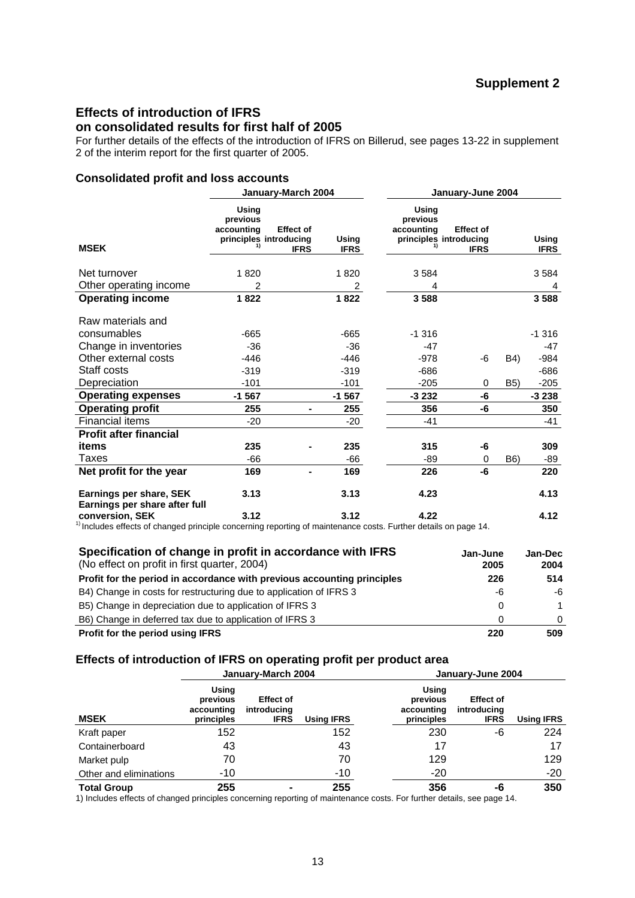# Supplement 2

## Effects of introduction of IFRS on consolidated results for first half of 2005

For further details of the effects of the introduction of IFRS on Billerud, see pages 13-22 in supplement 2 of the interim report for the first quarter of 2005.

### Consolidated profit and loss accounts

| MSEK | January-March 2004 | | | | January-June 2004 | | | |
|---|---|---|---|---|---|---|---|---|
| | Using previous accounting principles [1] | Effect of introducing IFRS | Using IFRS | | Using previous accounting principles [1] | Effect of introducing IFRS | | Using IFRS |
| Net turnover | 1 820 | | 1 820 | | 3 584 | | | 3 584 |
| Other operating income | 2 | | 2 | | 4 | | | 4 |
| **Operating income** | **1 822** | | **1 822** | | **3 588** | | | **3 588** |
| Raw materials and consumables | -665 | | -665 | | -1 316 | | | -1 316 |
| Change in inventories | -36 | | -36 | | -47 | | | -47 |
| Other external costs | -446 | | -446 | | -978 | -6 | B4) | -984 |
| Staff costs | -319 | | -319 | | -686 | | | -686 |
| Depreciation | -101 | | -101 | | -205 | 0 | B5) | -205 |
| **Operating expenses** | **-1 567** | | **-1 567** | | **-3 232** | **-6** | | **-3 238** |
| **Operating profit** | **255** | **-** | **255** | | **356** | **-6** | | **350** |
| Financial items | -20 | | -20 | | -41 | | | -41 |
| **Profit after financial items** | **235** | **-** | **235** | | **315** | **-6** | | **309** |
| Taxes | -66 | | -66 | | -89 | 0 | B6) | -89 |
| **Net profit for the year** | **169** | **-** | **169** | | **226** | **-6** | | **220** |
| **Earnings per share, SEK** | **3.13** | | **3.13** | | **4.23** | | | **4.13** |
| **Earnings per share after full conversion, SEK** | **3.12** | | **3.12** | | **4.22** | | | **4.12** |

[1] Includes effects of changed principle concerning reporting of maintenance costs. Further details on page 14.

| **Specification of change in profit in accordance with IFRS** (No effect on profit in first quarter, 2004) | Jan-June 2005 | Jan-Dec 2004 |
|---|---|---|
| **Profit for the period in accordance with previous accounting principles** | **226** | **514** |
| B4) Change in costs for restructuring due to application of IFRS 3 | -6 | -6 |
| B5) Change in depreciation due to application of IFRS 3 | 0 | 1 |
| B6) Change in deferred tax due to application of IFRS 3 | 0 | 0 |
| **Profit for the period using IFRS** | **220** | **509** |

### Effects of introduction of IFRS on operating profit per product area

| MSEK | January-March 2004 | | | January-June 2004 | | |
|---|---|---|---|---|---|---|
| | Using previous accounting principles | Effect of introducing IFRS | Using IFRS | Using previous accounting principles | Effect of introducing IFRS | Using IFRS |
| Kraft paper | 152 | | 152 | 230 | -6 | 224 |
| Containerboard | 43 | | 43 | 17 | | 17 |
| Market pulp | 70 | | 70 | 129 | | 129 |
| Other and eliminations | -10 | | -10 | -20 | | -20 |
| **Total Group** | **255** | **-** | **255** | **356** | **-6** | **350** |

1) Includes effects of changed principles concerning reporting of maintenance costs. For further details, see page 14.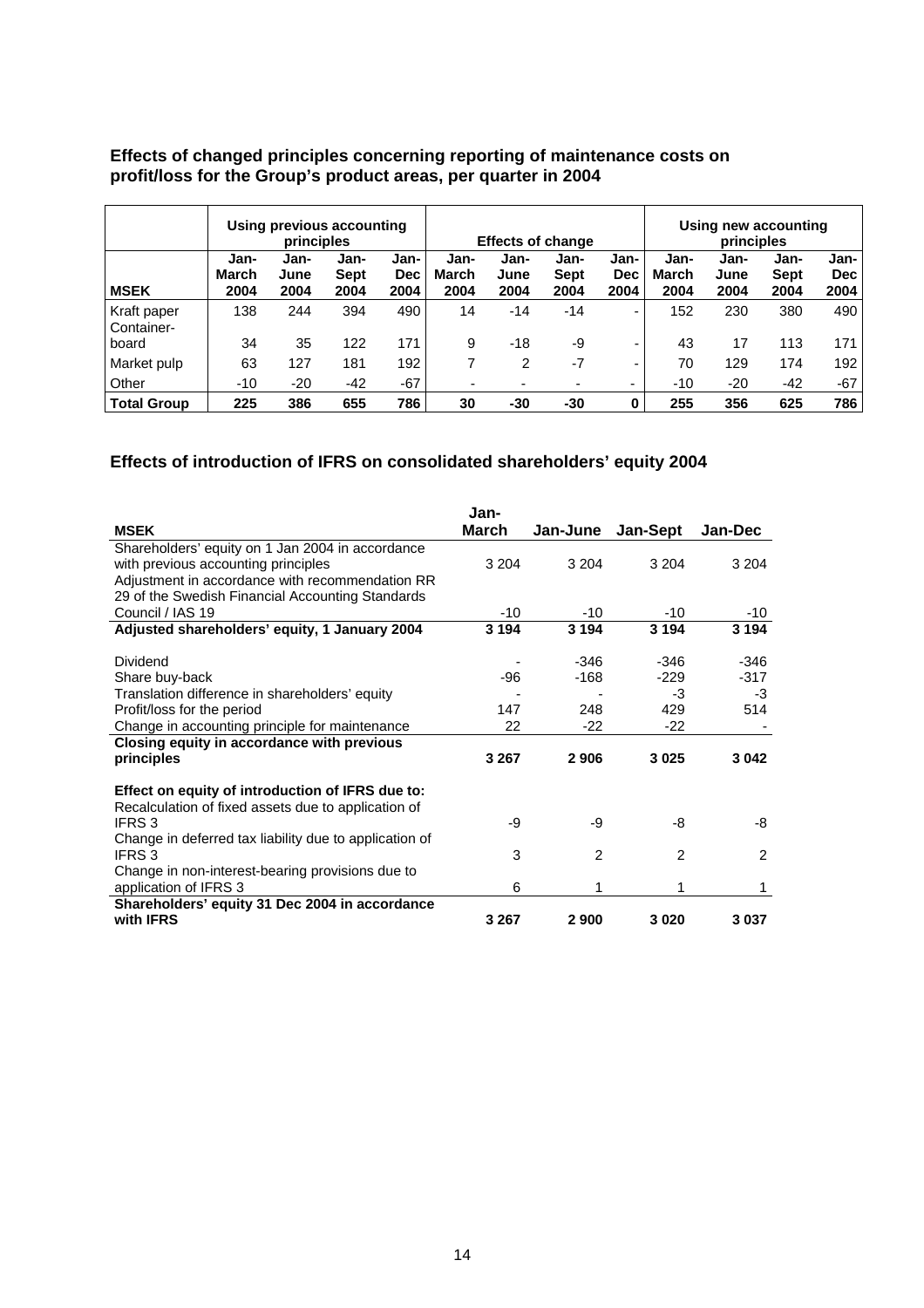**Effects of changed principles concerning reporting of maintenance costs on profit/loss for the Group's product areas, per quarter in 2004**

| | Using previous accounting principles | | | | Effects of change | | | | Using new accounting principles | | | |
|---|---|---|---|---|---|---|---|---|---|---|---|---|
| **MSEK** | **Jan-March 2004** | **Jan-June 2004** | **Jan-Sept 2004** | **Jan-Dec 2004** | **Jan-March 2004** | **Jan-June 2004** | **Jan-Sept 2004** | **Jan-Dec 2004** | **Jan-March 2004** | **Jan-June 2004** | **Jan-Sept 2004** | **Jan-Dec 2004** |
| Kraft paper | 138 | 244 | 394 | 490 | 14 | -14 | -14 | - | 152 | 230 | 380 | 490 |
| Container-board | 34 | 35 | 122 | 171 | 9 | -18 | -9 | - | 43 | 17 | 113 | 171 |
| Market pulp | 63 | 127 | 181 | 192 | 7 | 2 | -7 | - | 70 | 129 | 174 | 192 |
| Other | -10 | -20 | -42 | -67 | - | - | - | - | -10 | -20 | -42 | -67 |
| **Total Group** | **225** | **386** | **655** | **786** | **30** | **-30** | **-30** | **0** | **255** | **356** | **625** | **786** |

**Effects of introduction of IFRS on consolidated shareholders' equity 2004**

| **MSEK** | **Jan-March** | **Jan-June** | **Jan-Sept** | **Jan-Dec** |
|---|---|---|---|---|
| Shareholders' equity on 1 Jan 2004 in accordance with previous accounting principles | 3 204 | 3 204 | 3 204 | 3 204 |
| Adjustment in accordance with recommendation RR 29 of the Swedish Financial Accounting Standards Council / IAS 19 | -10 | -10 | -10 | -10 |
| **Adjusted shareholders' equity, 1 January 2004** | **3 194** | **3 194** | **3 194** | **3 194** |
| Dividend | - | -346 | -346 | -346 |
| Share buy-back | -96 | -168 | -229 | -317 |
| Translation difference in shareholders' equity | - | - | -3 | -3 |
| Profit/loss for the period | 147 | 248 | 429 | 514 |
| Change in accounting principle for maintenance | 22 | -22 | -22 | - |
| **Closing equity in accordance with previous principles** | **3 267** | **2 906** | **3 025** | **3 042** |
| **Effect on equity of introduction of IFRS due to:** | | | | |
| Recalculation of fixed assets due to application of IFRS 3 | -9 | -9 | -8 | -8 |
| Change in deferred tax liability due to application of IFRS 3 | 3 | 2 | 2 | 2 |
| Change in non-interest-bearing provisions due to application of IFRS 3 | 6 | 1 | 1 | 1 |
| **Shareholders' equity 31 Dec 2004 in accordance with IFRS** | **3 267** | **2 900** | **3 020** | **3 037** |